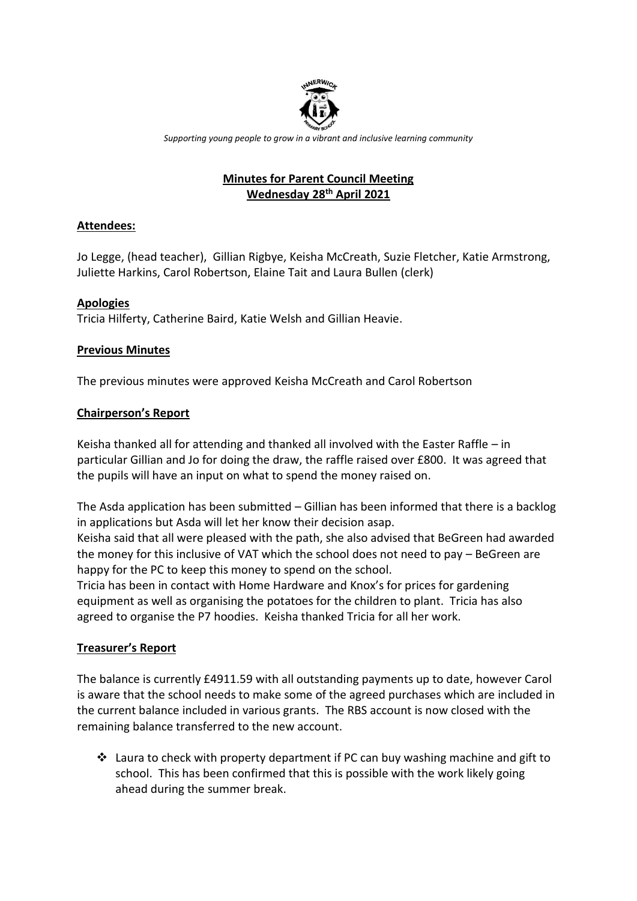*Supporting young people to grow in a vibrant and inclusive learning community*

# Minutes for Parent Council Meeting
## Wednesday 28th April 2021

### Attendees:

Jo Legge, (head teacher), Gillian Rigbye, Keisha McCreath, Suzie Fletcher, Katie Armstrong, Juliette Harkins, Carol Robertson, Elaine Tait and Laura Bullen (clerk)

### Apologies

Tricia Hilferty, Catherine Baird, Katie Welsh and Gillian Heavie.

### Previous Minutes

The previous minutes were approved Keisha McCreath and Carol Robertson

### Chairperson's Report

Keisha thanked all for attending and thanked all involved with the Easter Raffle – in particular Gillian and Jo for doing the draw, the raffle raised over £800. It was agreed that the pupils will have an input on what to spend the money raised on.

The Asda application has been submitted – Gillian has been informed that there is a backlog in applications but Asda will let her know their decision asap.

Keisha said that all were pleased with the path, she also advised that BeGreen had awarded the money for this inclusive of VAT which the school does not need to pay – BeGreen are happy for the PC to keep this money to spend on the school.

Tricia has been in contact with Home Hardware and Knox's for prices for gardening equipment as well as organising the potatoes for the children to plant. Tricia has also agreed to organise the P7 hoodies. Keisha thanked Tricia for all her work.

### Treasurer's Report

The balance is currently £4911.59 with all outstanding payments up to date, however Carol is aware that the school needs to make some of the agreed purchases which are included in the current balance included in various grants. The RBS account is now closed with the remaining balance transferred to the new account.

- Laura to check with property department if PC can buy washing machine and gift to school. This has been confirmed that this is possible with the work likely going ahead during the summer break.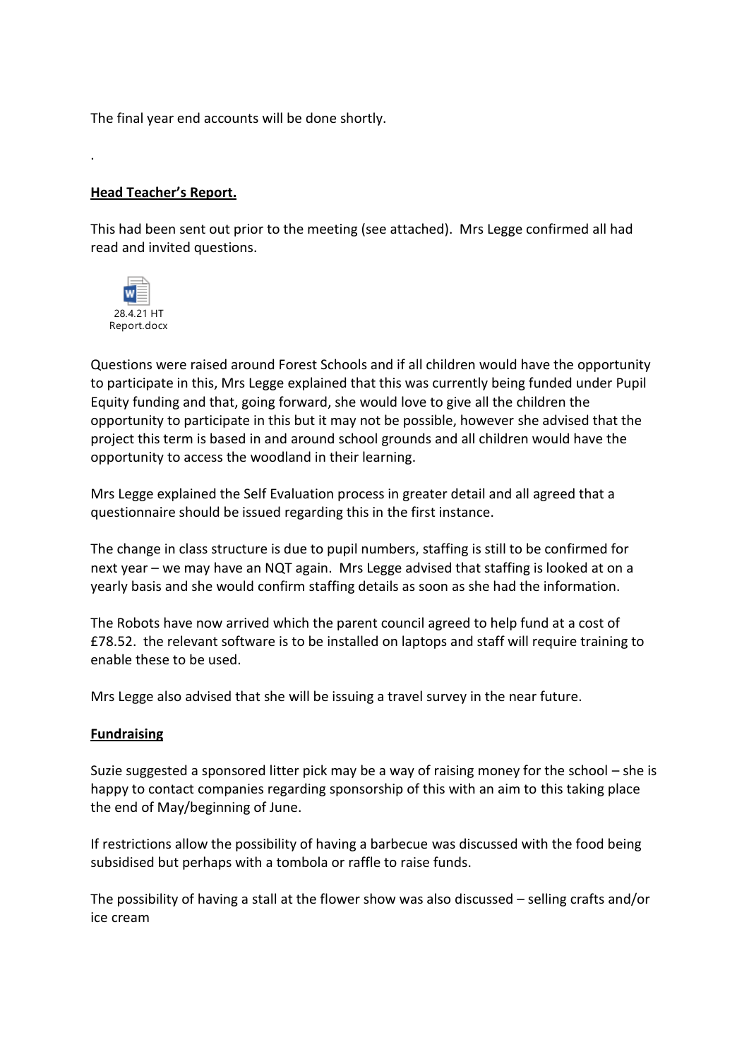The final year end accounts will be done shortly.

.

**Head Teacher's Report.**

This had been sent out prior to the meeting (see attached). Mrs Legge confirmed all had read and invited questions.

28.4.21 HT Report.docx

Questions were raised around Forest Schools and if all children would have the opportunity to participate in this, Mrs Legge explained that this was currently being funded under Pupil Equity funding and that, going forward, she would love to give all the children the opportunity to participate in this but it may not be possible, however she advised that the project this term is based in and around school grounds and all children would have the opportunity to access the woodland in their learning.

Mrs Legge explained the Self Evaluation process in greater detail and all agreed that a questionnaire should be issued regarding this in the first instance.

The change in class structure is due to pupil numbers, staffing is still to be confirmed for next year – we may have an NQT again. Mrs Legge advised that staffing is looked at on a yearly basis and she would confirm staffing details as soon as she had the information.

The Robots have now arrived which the parent council agreed to help fund at a cost of £78.52. the relevant software is to be installed on laptops and staff will require training to enable these to be used.

Mrs Legge also advised that she will be issuing a travel survey in the near future.

**Fundraising**

Suzie suggested a sponsored litter pick may be a way of raising money for the school – she is happy to contact companies regarding sponsorship of this with an aim to this taking place the end of May/beginning of June.

If restrictions allow the possibility of having a barbecue was discussed with the food being subsidised but perhaps with a tombola or raffle to raise funds.

The possibility of having a stall at the flower show was also discussed – selling crafts and/or ice cream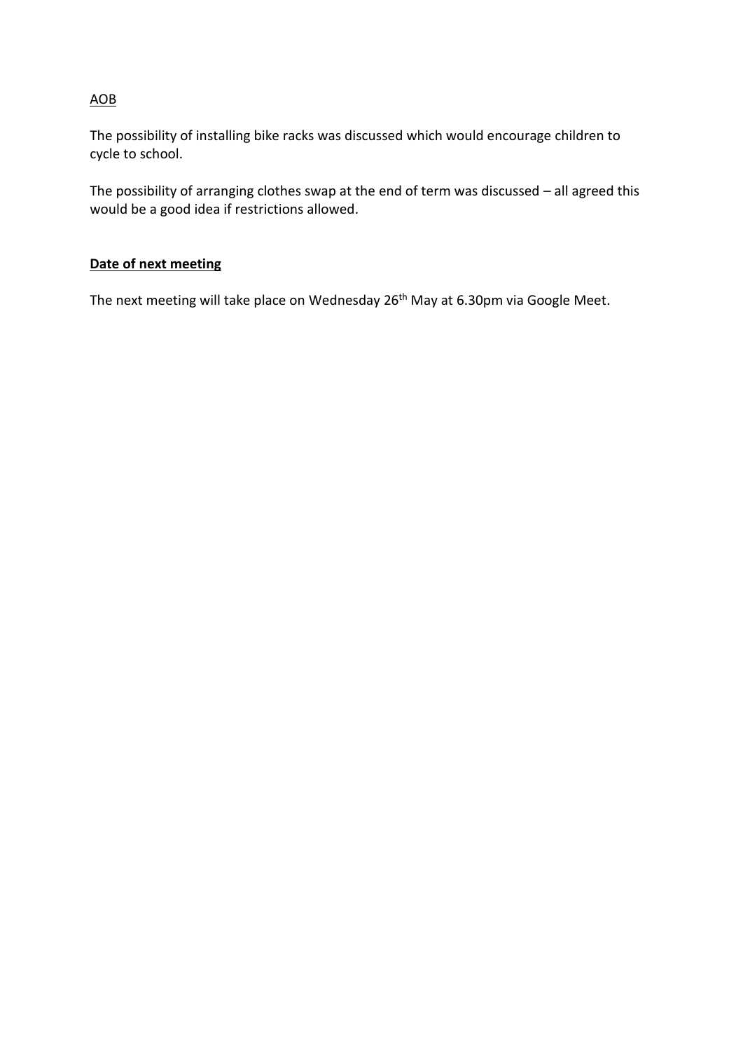AOB

The possibility of installing bike racks was discussed which would encourage children to cycle to school.

The possibility of arranging clothes swap at the end of term was discussed – all agreed this would be a good idea if restrictions allowed.

**Date of next meeting**

The next meeting will take place on Wednesday 26th May at 6.30pm via Google Meet.